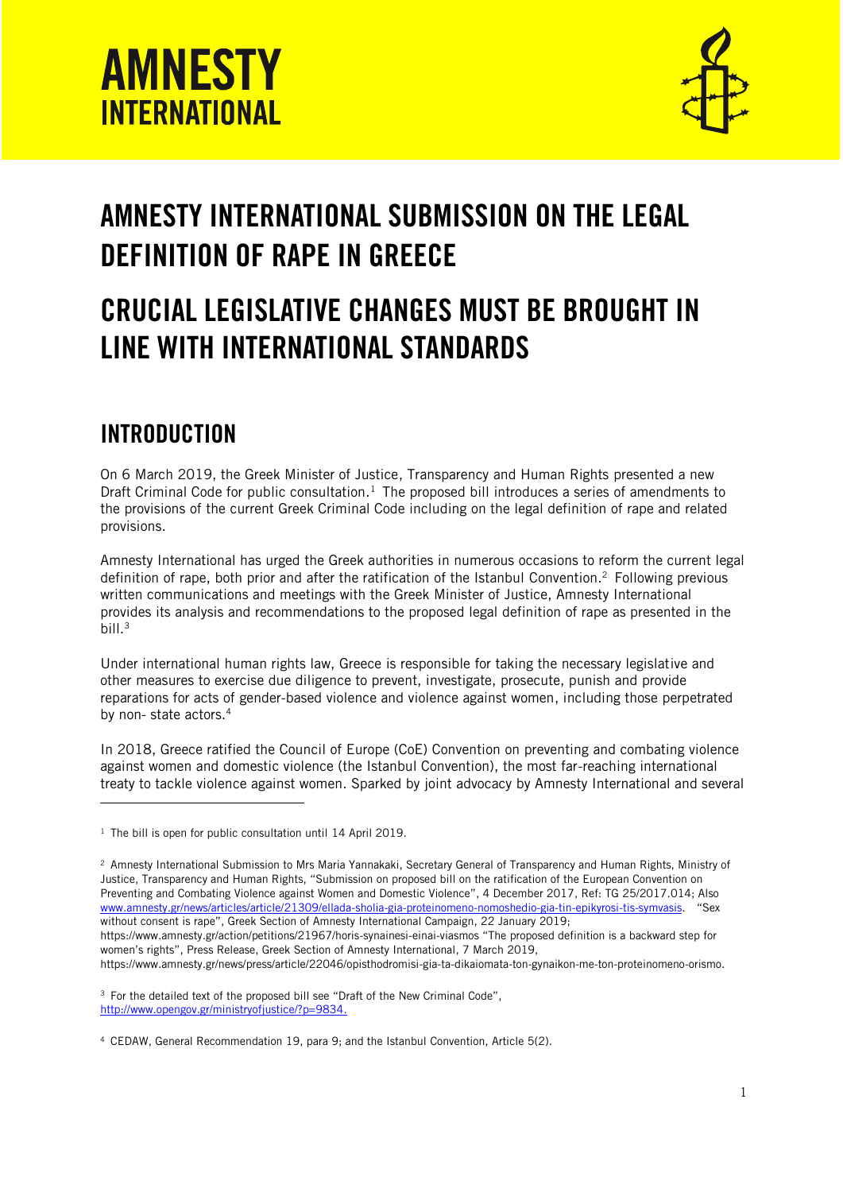# AMNESTY INTERNATIONAL

# AMNESTY INTERNATIONAL SUBMISSION ON THE LEGAL DEFINITION OF RAPE IN GREECE

# CRUCIAL LEGISLATIVE CHANGES MUST BE BROUGHT IN LINE WITH INTERNATIONAL STANDARDS

## INTRODUCTION

On 6 March 2019, the Greek Minister of Justice, Transparency and Human Rights presented a new Draft Criminal Code for public consultation.[1] The proposed bill introduces a series of amendments to the provisions of the current Greek Criminal Code including on the legal definition of rape and related provisions.

Amnesty International has urged the Greek authorities in numerous occasions to reform the current legal definition of rape, both prior and after the ratification of the Istanbul Convention.[2] Following previous written communications and meetings with the Greek Minister of Justice, Amnesty International provides its analysis and recommendations to the proposed legal definition of rape as presented in the bill.[3]

Under international human rights law, Greece is responsible for taking the necessary legislative and other measures to exercise due diligence to prevent, investigate, prosecute, punish and provide reparations for acts of gender-based violence and violence against women, including those perpetrated by non- state actors.[4]

In 2018, Greece ratified the Council of Europe (CoE) Convention on preventing and combating violence against women and domestic violence (the Istanbul Convention), the most far-reaching international treaty to tackle violence against women. Sparked by joint advocacy by Amnesty International and several

---

[1] The bill is open for public consultation until 14 April 2019.

[2] Amnesty International Submission to Mrs Maria Yannakaki, Secretary General of Transparency and Human Rights, Ministry of Justice, Transparency and Human Rights, "Submission on proposed bill on the ratification of the European Convention on Preventing and Combating Violence against Women and Domestic Violence", 4 December 2017, Ref: TG 25/2017.014; Also www.amnesty.gr/news/articles/article/21309/ellada-sholia-gia-proteinomeno-nomoshedio-gia-tin-epikyrosi-tis-symvasis. "Sex without consent is rape", Greek Section of Amnesty International Campaign, 22 January 2019; https://www.amnesty.gr/action/petitions/21967/horis-synainesi-einai-viasmos "The proposed definition is a backward step for women's rights", Press Release, Greek Section of Amnesty International, 7 March 2019, https://www.amnesty.gr/news/press/article/22046/opisthodromisi-gia-ta-dikaiomata-ton-gynaikon-me-ton-proteinomeno-orismo.

[3] For the detailed text of the proposed bill see "Draft of the New Criminal Code", http://www.opengov.gr/ministryofjustice/?p=9834.

[4] CEDAW, General Recommendation 19, para 9; and the Istanbul Convention, Article 5(2).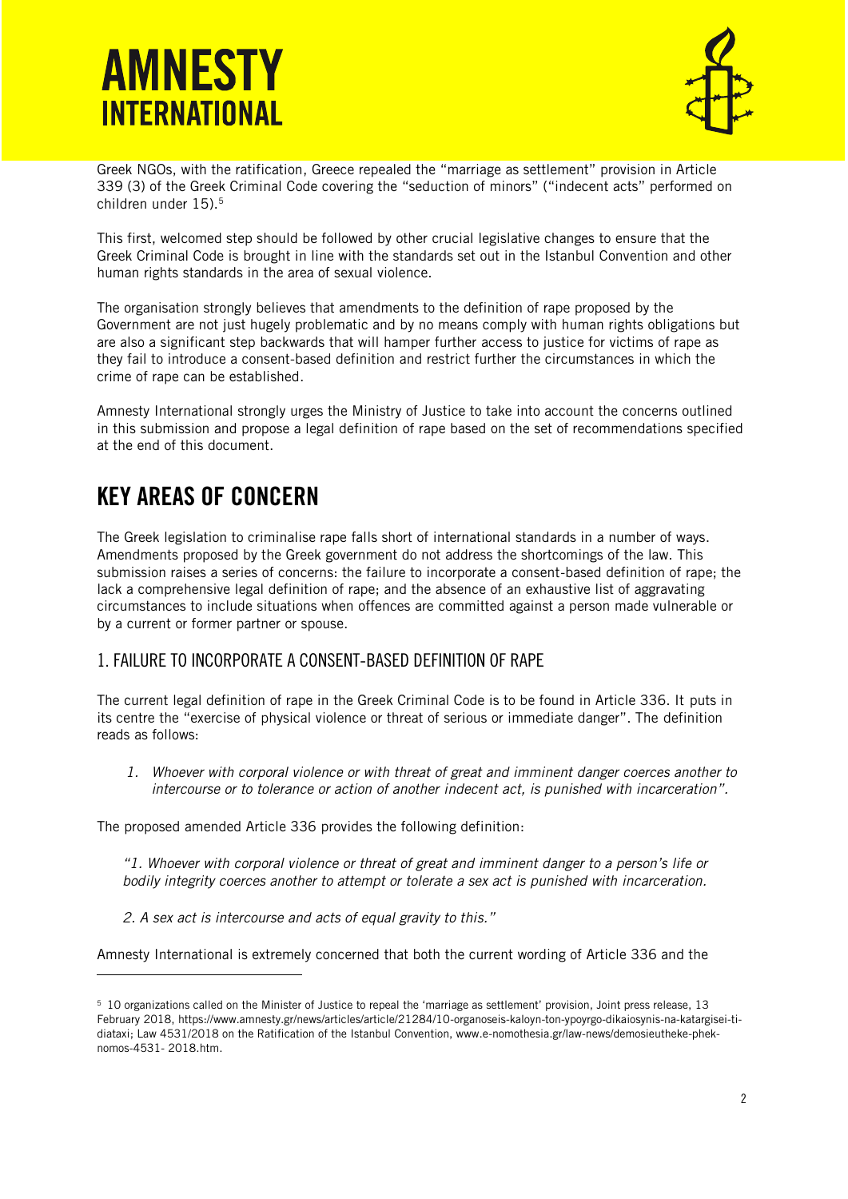Greek NGOs, with the ratification, Greece repealed the "marriage as settlement" provision in Article 339 (3) of the Greek Criminal Code covering the "seduction of minors" ("indecent acts" performed on children under 15).[5]

This first, welcomed step should be followed by other crucial legislative changes to ensure that the Greek Criminal Code is brought in line with the standards set out in the Istanbul Convention and other human rights standards in the area of sexual violence.

The organisation strongly believes that amendments to the definition of rape proposed by the Government are not just hugely problematic and by no means comply with human rights obligations but are also a significant step backwards that will hamper further access to justice for victims of rape as they fail to introduce a consent-based definition and restrict further the circumstances in which the crime of rape can be established.

Amnesty International strongly urges the Ministry of Justice to take into account the concerns outlined in this submission and propose a legal definition of rape based on the set of recommendations specified at the end of this document.

## KEY AREAS OF CONCERN

The Greek legislation to criminalise rape falls short of international standards in a number of ways. Amendments proposed by the Greek government do not address the shortcomings of the law. This submission raises a series of concerns: the failure to incorporate a consent-based definition of rape; the lack a comprehensive legal definition of rape; and the absence of an exhaustive list of aggravating circumstances to include situations when offences are committed against a person made vulnerable or by a current or former partner or spouse.

### 1. FAILURE TO INCORPORATE A CONSENT-BASED DEFINITION OF RAPE

The current legal definition of rape in the Greek Criminal Code is to be found in Article 336. It puts in its centre the "exercise of physical violence or threat of serious or immediate danger". The definition reads as follows:

1. *Whoever with corporal violence or with threat of great and imminent danger coerces another to intercourse or to tolerance or action of another indecent act, is punished with incarceration".*

The proposed amended Article 336 provides the following definition:

*"1. Whoever with corporal violence or threat of great and imminent danger to a person's life or bodily integrity coerces another to attempt or tolerate a sex act is punished with incarceration.*

*2. A sex act is intercourse and acts of equal gravity to this."*

Amnesty International is extremely concerned that both the current wording of Article 336 and the

---

[5] 10 organizations called on the Minister of Justice to repeal the 'marriage as settlement' provision, Joint press release, 13 February 2018, https://www.amnesty.gr/news/articles/article/21284/10-organoseis-kaloyn-ton-ypoyrgo-dikaiosynis-na-katargisei-ti-diataxi; Law 4531/2018 on the Ratification of the Istanbul Convention, www.e-nomothesia.gr/law-news/demosieutheke-phek-nomos-4531- 2018.htm.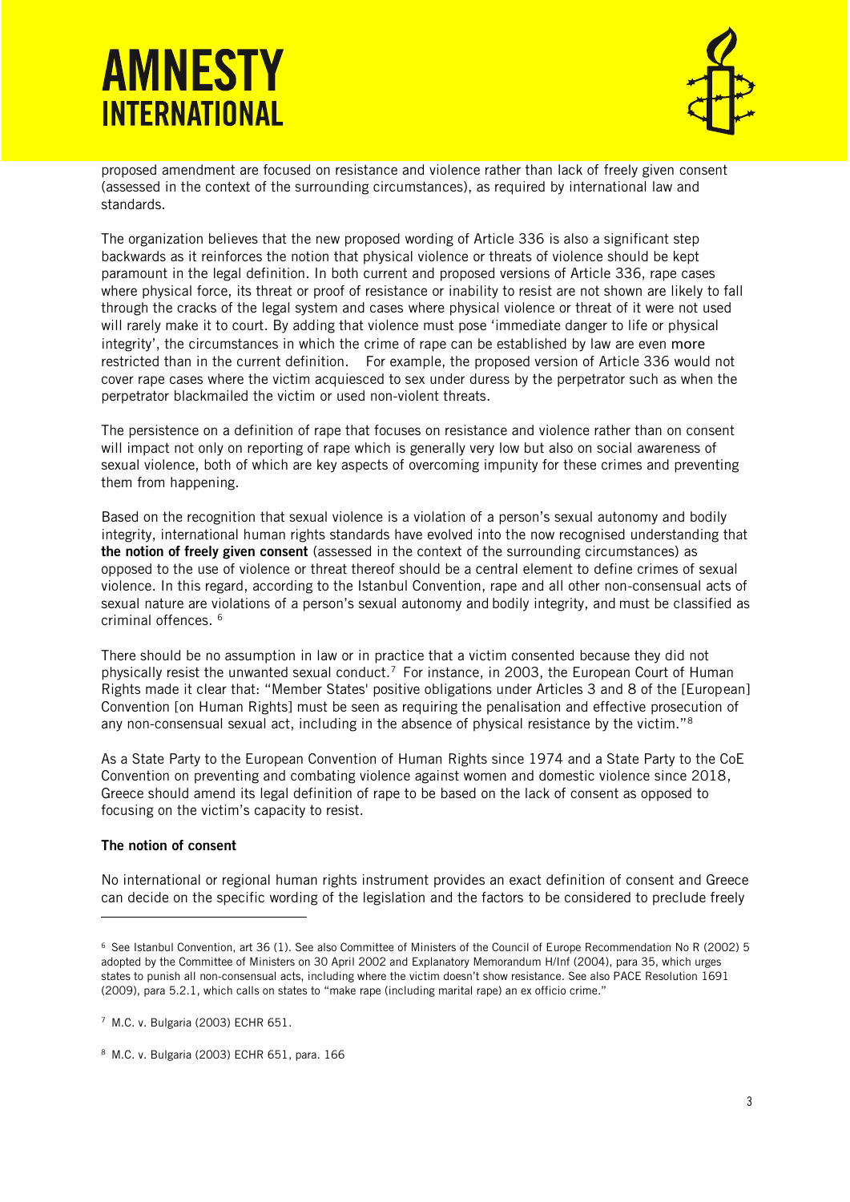proposed amendment are focused on resistance and violence rather than lack of freely given consent (assessed in the context of the surrounding circumstances), as required by international law and standards.

The organization believes that the new proposed wording of Article 336 is also a significant step backwards as it reinforces the notion that physical violence or threats of violence should be kept paramount in the legal definition. In both current and proposed versions of Article 336, rape cases where physical force, its threat or proof of resistance or inability to resist are not shown are likely to fall through the cracks of the legal system and cases where physical violence or threat of it were not used will rarely make it to court. By adding that violence must pose 'immediate danger to life or physical integrity', the circumstances in which the crime of rape can be established by law are even more restricted than in the current definition. For example, the proposed version of Article 336 would not cover rape cases where the victim acquiesced to sex under duress by the perpetrator such as when the perpetrator blackmailed the victim or used non-violent threats.

The persistence on a definition of rape that focuses on resistance and violence rather than on consent will impact not only on reporting of rape which is generally very low but also on social awareness of sexual violence, both of which are key aspects of overcoming impunity for these crimes and preventing them from happening.

Based on the recognition that sexual violence is a violation of a person's sexual autonomy and bodily integrity, international human rights standards have evolved into the now recognised understanding that **the notion of freely given consent** (assessed in the context of the surrounding circumstances) as opposed to the use of violence or threat thereof should be a central element to define crimes of sexual violence. In this regard, according to the Istanbul Convention, rape and all other non-consensual acts of sexual nature are violations of a person's sexual autonomy and bodily integrity, and must be classified as criminal offences. [6]

There should be no assumption in law or in practice that a victim consented because they did not physically resist the unwanted sexual conduct.[7] For instance, in 2003, the European Court of Human Rights made it clear that: "Member States' positive obligations under Articles 3 and 8 of the [European] Convention [on Human Rights] must be seen as requiring the penalisation and effective prosecution of any non-consensual sexual act, including in the absence of physical resistance by the victim."[8]

As a State Party to the European Convention of Human Rights since 1974 and a State Party to the CoE Convention on preventing and combating violence against women and domestic violence since 2018, Greece should amend its legal definition of rape to be based on the lack of consent as opposed to focusing on the victim's capacity to resist.

**The notion of consent**

No international or regional human rights instrument provides an exact definition of consent and Greece can decide on the specific wording of the legislation and the factors to be considered to preclude freely

---

[6] See Istanbul Convention, art 36 (1). See also Committee of Ministers of the Council of Europe Recommendation No R (2002) 5 adopted by the Committee of Ministers on 30 April 2002 and Explanatory Memorandum H/Inf (2004), para 35, which urges states to punish all non-consensual acts, including where the victim doesn't show resistance. See also PACE Resolution 1691 (2009), para 5.2.1, which calls on states to "make rape (including marital rape) an ex officio crime."

[7] M.C. v. Bulgaria (2003) ECHR 651.

[8] M.C. v. Bulgaria (2003) ECHR 651, para. 166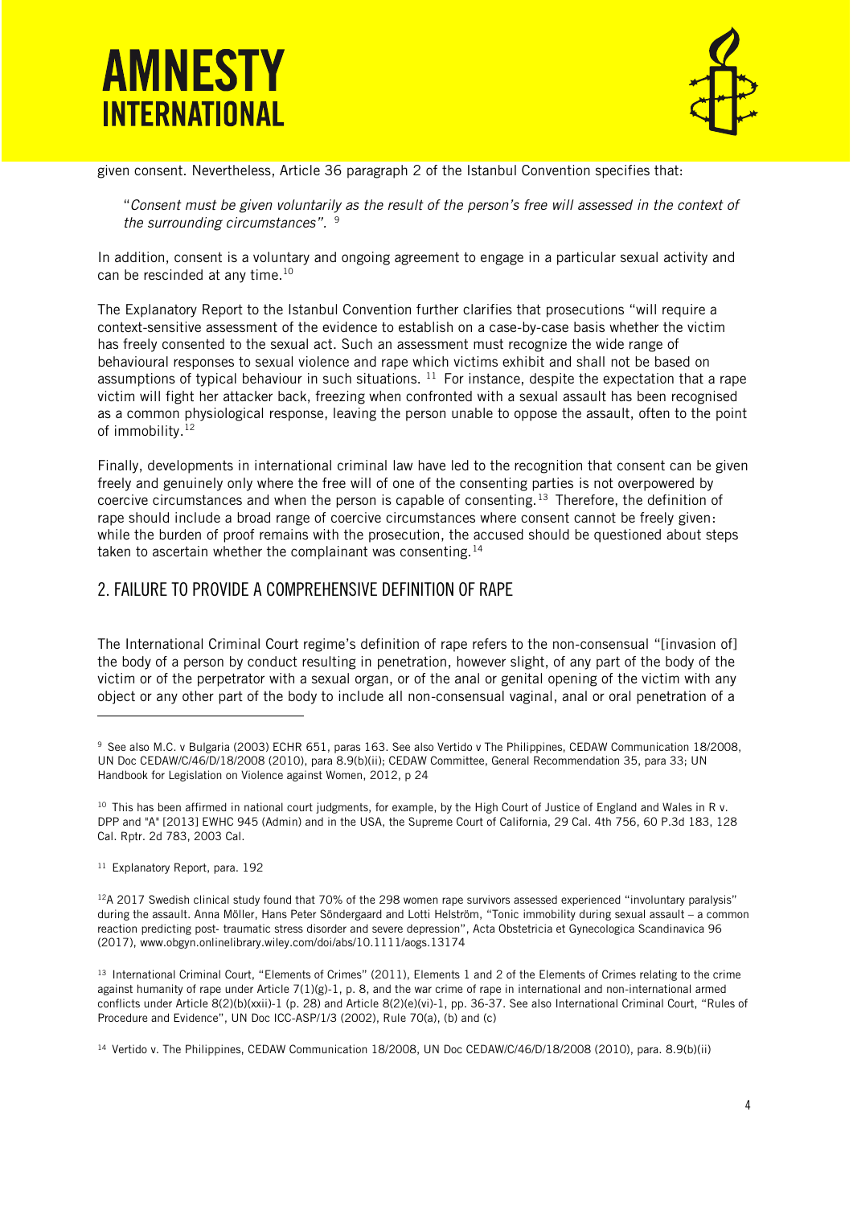given consent. Nevertheless, Article 36 paragraph 2 of the Istanbul Convention specifies that:

> "*Consent must be given voluntarily as the result of the person's free will assessed in the context of the surrounding circumstances*". [9]

In addition, consent is a voluntary and ongoing agreement to engage in a particular sexual activity and can be rescinded at any time.[10]

The Explanatory Report to the Istanbul Convention further clarifies that prosecutions "will require a context-sensitive assessment of the evidence to establish on a case-by-case basis whether the victim has freely consented to the sexual act. Such an assessment must recognize the wide range of behavioural responses to sexual violence and rape which victims exhibit and shall not be based on assumptions of typical behaviour in such situations. [11] For instance, despite the expectation that a rape victim will fight her attacker back, freezing when confronted with a sexual assault has been recognised as a common physiological response, leaving the person unable to oppose the assault, often to the point of immobility.[12]

Finally, developments in international criminal law have led to the recognition that consent can be given freely and genuinely only where the free will of one of the consenting parties is not overpowered by coercive circumstances and when the person is capable of consenting.[13] Therefore, the definition of rape should include a broad range of coercive circumstances where consent cannot be freely given: while the burden of proof remains with the prosecution, the accused should be questioned about steps taken to ascertain whether the complainant was consenting.[14]

## 2. FAILURE TO PROVIDE A COMPREHENSIVE DEFINITION OF RAPE

The International Criminal Court regime's definition of rape refers to the non-consensual "[invasion of] the body of a person by conduct resulting in penetration, however slight, of any part of the body of the victim or of the perpetrator with a sexual organ, or of the anal or genital opening of the victim with any object or any other part of the body to include all non-consensual vaginal, anal or oral penetration of a

---

[9] See also M.C. v Bulgaria (2003) ECHR 651, paras 163. See also Vertido v The Philippines, CEDAW Communication 18/2008, UN Doc CEDAW/C/46/D/18/2008 (2010), para 8.9(b)(ii); CEDAW Committee, General Recommendation 35, para 33; UN Handbook for Legislation on Violence against Women, 2012, p 24

[10] This has been affirmed in national court judgments, for example, by the High Court of Justice of England and Wales in R v. DPP and "A" [2013] EWHC 945 (Admin) and in the USA, the Supreme Court of California, 29 Cal. 4th 756, 60 P.3d 183, 128 Cal. Rptr. 2d 783, 2003 Cal.

[11] Explanatory Report, para. 192

[12] A 2017 Swedish clinical study found that 70% of the 298 women rape survivors assessed experienced "involuntary paralysis" during the assault. Anna Möller, Hans Peter Söndergaard and Lotti Helström, "Tonic immobility during sexual assault – a common reaction predicting post- traumatic stress disorder and severe depression", Acta Obstetricia et Gynecologica Scandinavica 96 (2017), www.obgyn.onlinelibrary.wiley.com/doi/abs/10.1111/aogs.13174

[13] International Criminal Court, "Elements of Crimes" (2011), Elements 1 and 2 of the Elements of Crimes relating to the crime against humanity of rape under Article 7(1)(g)-1, p. 8, and the war crime of rape in international and non-international armed conflicts under Article 8(2)(b)(xxii)-1 (p. 28) and Article 8(2)(e)(vi)-1, pp. 36-37. See also International Criminal Court, "Rules of Procedure and Evidence", UN Doc ICC-ASP/1/3 (2002), Rule 70(a), (b) and (c)

[14] Vertido v. The Philippines, CEDAW Communication 18/2008, UN Doc CEDAW/C/46/D/18/2008 (2010), para. 8.9(b)(ii)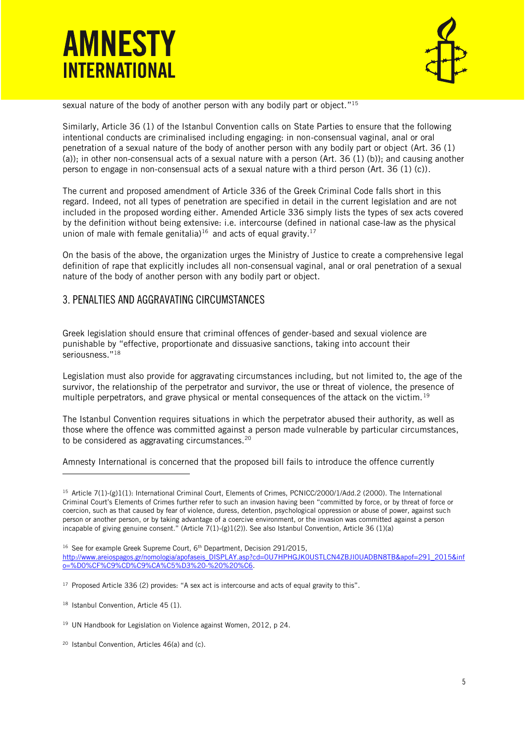sexual nature of the body of another person with any bodily part or object."[15]

Similarly, Article 36 (1) of the Istanbul Convention calls on State Parties to ensure that the following intentional conducts are criminalised including engaging: in non-consensual vaginal, anal or oral penetration of a sexual nature of the body of another person with any bodily part or object (Art. 36 (1) (a)); in other non-consensual acts of a sexual nature with a person (Art. 36 (1) (b)); and causing another person to engage in non-consensual acts of a sexual nature with a third person (Art. 36 (1) (c)).

The current and proposed amendment of Article 336 of the Greek Criminal Code falls short in this regard. Indeed, not all types of penetration are specified in detail in the current legislation and are not included in the proposed wording either. Amended Article 336 simply lists the types of sex acts covered by the definition without being extensive: i.e. intercourse (defined in national case-law as the physical union of male with female genitalia)[16] and acts of equal gravity.[17]

On the basis of the above, the organization urges the Ministry of Justice to create a comprehensive legal definition of rape that explicitly includes all non-consensual vaginal, anal or oral penetration of a sexual nature of the body of another person with any bodily part or object.

## 3. PENALTIES AND AGGRAVATING CIRCUMSTANCES

Greek legislation should ensure that criminal offences of gender-based and sexual violence are punishable by "effective, proportionate and dissuasive sanctions, taking into account their seriousness."[18]

Legislation must also provide for aggravating circumstances including, but not limited to, the age of the survivor, the relationship of the perpetrator and survivor, the use or threat of violence, the presence of multiple perpetrators, and grave physical or mental consequences of the attack on the victim.[19]

The Istanbul Convention requires situations in which the perpetrator abused their authority, as well as those where the offence was committed against a person made vulnerable by particular circumstances, to be considered as aggravating circumstances.[20]

Amnesty International is concerned that the proposed bill fails to introduce the offence currently

---

[15] Article 7(1)-(g)1(1): International Criminal Court, Elements of Crimes, PCNICC/2000/1/Add.2 (2000). The International Criminal Court's Elements of Crimes further refer to such an invasion having been "committed by force, or by threat of force or coercion, such as that caused by fear of violence, duress, detention, psychological oppression or abuse of power, against such person or another person, or by taking advantage of a coercive environment, or the invasion was committed against a person incapable of giving genuine consent." (Article 7(1)-(g)1(2)). See also Istanbul Convention, Article 36 (1)(a)

[16] See for example Greek Supreme Court, 6th Department, Decision 291/2015, http://www.areiospagos.gr/nomologia/apofaseis_DISPLAY.asp?cd=0U7HPHGJK0USTLCN4ZBJI0UADBN8TB&apof=291_2015&info=%D0%CF%C9%CD%C9%CA%C5%D3%20-%20%20%C6.

[17] Proposed Article 336 (2) provides: "A sex act is intercourse and acts of equal gravity to this".

[18] Istanbul Convention, Article 45 (1).

[19] UN Handbook for Legislation on Violence against Women, 2012, p 24.

[20] Istanbul Convention, Articles 46(a) and (c).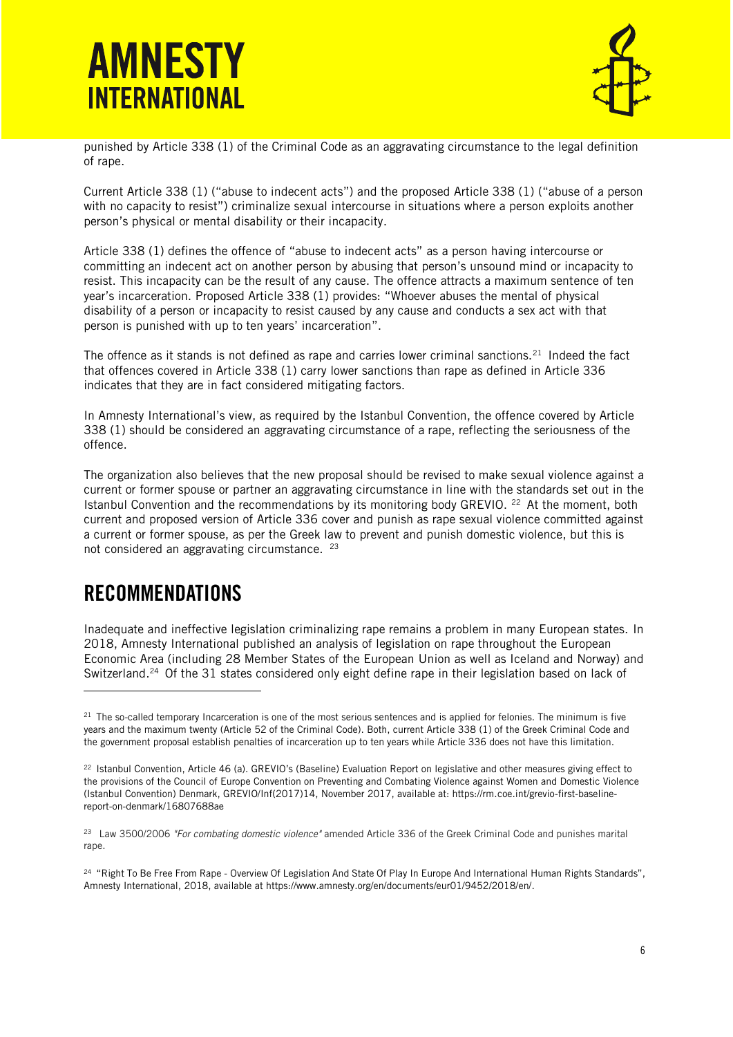punished by Article 338 (1) of the Criminal Code as an aggravating circumstance to the legal definition of rape.

Current Article 338 (1) ("abuse to indecent acts") and the proposed Article 338 (1) ("abuse of a person with no capacity to resist") criminalize sexual intercourse in situations where a person exploits another person's physical or mental disability or their incapacity.

Article 338 (1) defines the offence of "abuse to indecent acts" as a person having intercourse or committing an indecent act on another person by abusing that person's unsound mind or incapacity to resist. This incapacity can be the result of any cause. The offence attracts a maximum sentence of ten year's incarceration. Proposed Article 338 (1) provides: "Whoever abuses the mental of physical disability of a person or incapacity to resist caused by any cause and conducts a sex act with that person is punished with up to ten years' incarceration".

The offence as it stands is not defined as rape and carries lower criminal sanctions.[21] Indeed the fact that offences covered in Article 338 (1) carry lower sanctions than rape as defined in Article 336 indicates that they are in fact considered mitigating factors.

In Amnesty International's view, as required by the Istanbul Convention, the offence covered by Article 338 (1) should be considered an aggravating circumstance of a rape, reflecting the seriousness of the offence.

The organization also believes that the new proposal should be revised to make sexual violence against a current or former spouse or partner an aggravating circumstance in line with the standards set out in the Istanbul Convention and the recommendations by its monitoring body GREVIO. [22] At the moment, both current and proposed version of Article 336 cover and punish as rape sexual violence committed against a current or former spouse, as per the Greek law to prevent and punish domestic violence, but this is not considered an aggravating circumstance. [23]

## RECOMMENDATIONS

Inadequate and ineffective legislation criminalizing rape remains a problem in many European states. In 2018, Amnesty International published an analysis of legislation on rape throughout the European Economic Area (including 28 Member States of the European Union as well as Iceland and Norway) and Switzerland.[24] Of the 31 states considered only eight define rape in their legislation based on lack of

---

[21] The so-called temporary Incarceration is one of the most serious sentences and is applied for felonies. The minimum is five years and the maximum twenty (Article 52 of the Criminal Code). Both, current Article 338 (1) of the Greek Criminal Code and the government proposal establish penalties of incarceration up to ten years while Article 336 does not have this limitation.

[22] Istanbul Convention, Article 46 (a). GREVIO's (Baseline) Evaluation Report on legislative and other measures giving effect to the provisions of the Council of Europe Convention on Preventing and Combating Violence against Women and Domestic Violence (Istanbul Convention) Denmark, GREVIO/Inf(2017)14, November 2017, available at: https://rm.coe.int/grevio-first-baseline-report-on-denmark/16807688ae

[23] Law 3500/2006 *"For combating domestic violence"* amended Article 336 of the Greek Criminal Code and punishes marital rape.

[24] "Right To Be Free From Rape - Overview Of Legislation And State Of Play In Europe And International Human Rights Standards", Amnesty International, 2018, available at https://www.amnesty.org/en/documents/eur01/9452/2018/en/.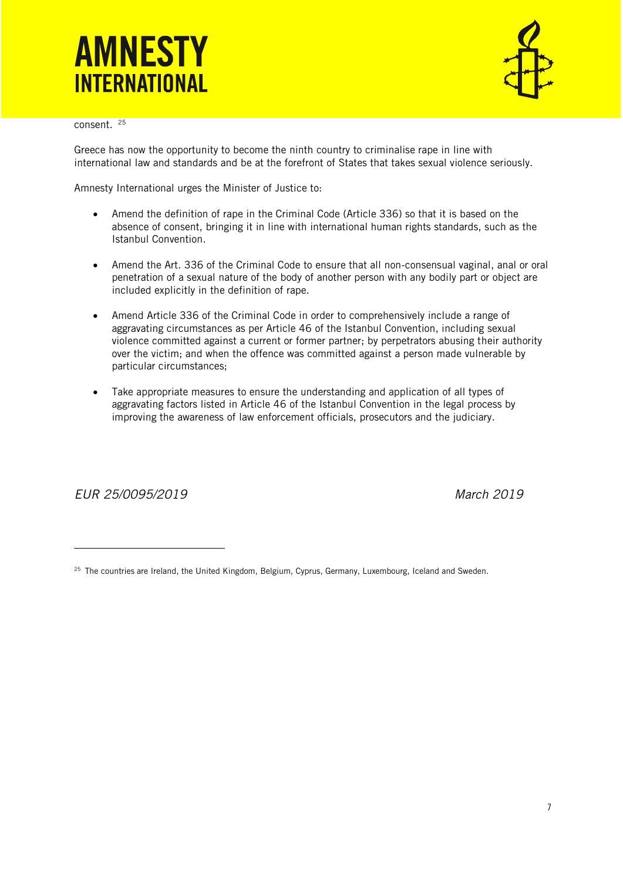consent. [25]

Greece has now the opportunity to become the ninth country to criminalise rape in line with international law and standards and be at the forefront of States that takes sexual violence seriously.

Amnesty International urges the Minister of Justice to:

- Amend the definition of rape in the Criminal Code (Article 336) so that it is based on the absence of consent, bringing it in line with international human rights standards, such as the Istanbul Convention.
- Amend the Art. 336 of the Criminal Code to ensure that all non-consensual vaginal, anal or oral penetration of a sexual nature of the body of another person with any bodily part or object are included explicitly in the definition of rape.
- Amend Article 336 of the Criminal Code in order to comprehensively include a range of aggravating circumstances as per Article 46 of the Istanbul Convention, including sexual violence committed against a current or former partner; by perpetrators abusing their authority over the victim; and when the offence was committed against a person made vulnerable by particular circumstances;
- Take appropriate measures to ensure the understanding and application of all types of aggravating factors listed in Article 46 of the Istanbul Convention in the legal process by improving the awareness of law enforcement officials, prosecutors and the judiciary.

*EUR 25/0095/2019* *March 2019*

[25] The countries are Ireland, the United Kingdom, Belgium, Cyprus, Germany, Luxembourg, Iceland and Sweden.